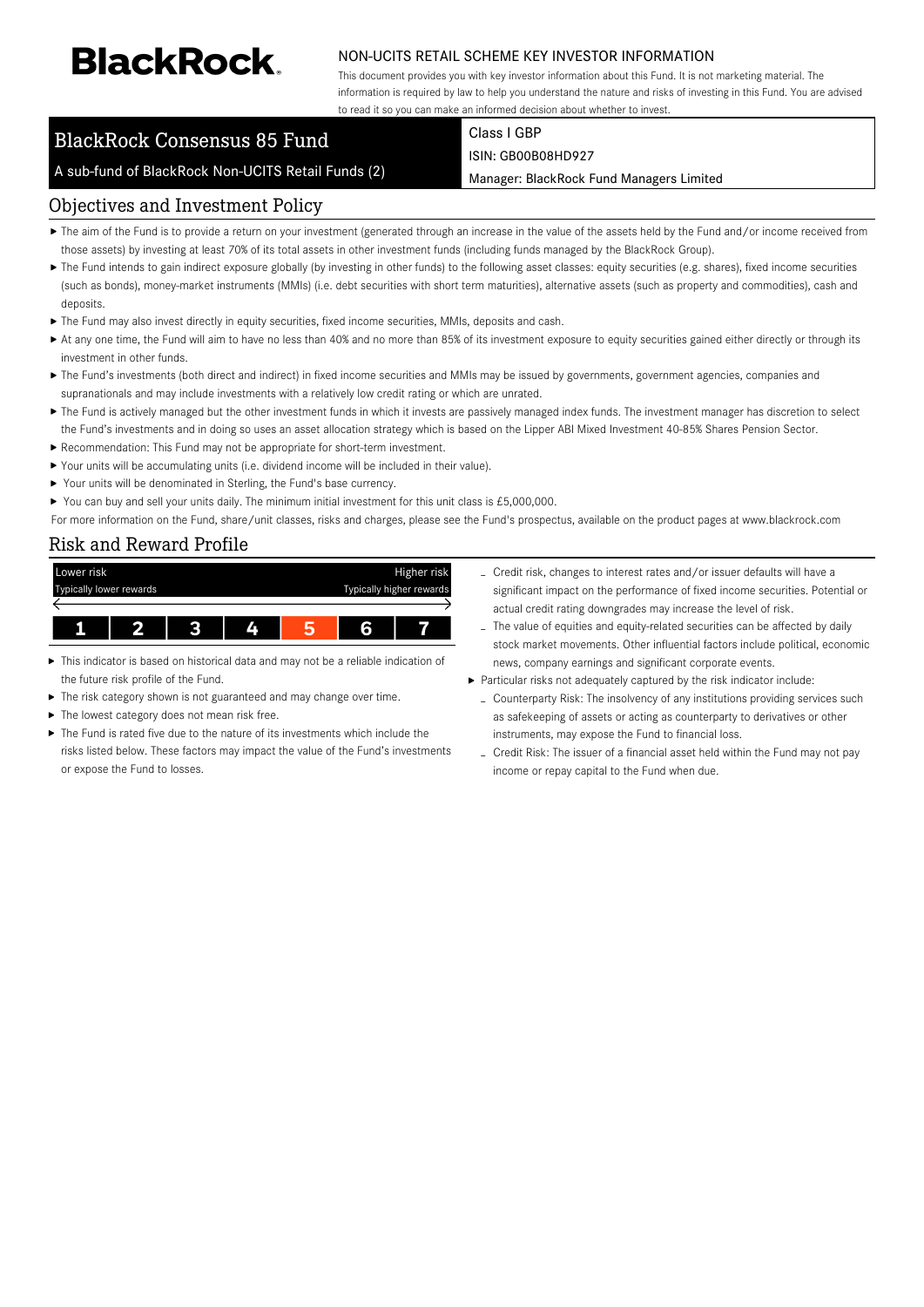BlackRock

NON-UCITS RETAIL SCHEME KEY INVESTOR INFORMATION

This document provides you with key investor information about this Fund. It is not marketing material. The information is required by law to help you understand the nature and risks of investing in this Fund. You are advised to read it so you can make an informed decision about whether to invest.

# BlackRock Consensus 85 Fund

A sub-fund of BlackRock Non-UCITS Retail Funds (2)

Class I GBP

ISIN: GB00B08HD927

Manager: BlackRock Fund Managers Limited

## Objectives and Investment Policy

- The aim of the Fund is to provide a return on your investment (generated through an increase in the value of the assets held by the Fund and/or income received from those assets) by investing at least 70% of its total assets in other investment funds (including funds managed by the BlackRock Group).
- The Fund intends to gain indirect exposure globally (by investing in other funds) to the following asset classes: equity securities (e.g. shares), fixed income securities (such as bonds), money-market instruments (MMIs) (i.e. debt securities with short term maturities), alternative assets (such as property and commodities), cash and deposits.
- The Fund may also invest directly in equity securities, fixed income securities, MMIs, deposits and cash.
- At any one time, the Fund will aim to have no less than 40% and no more than 85% of its investment exposure to equity securities gained either directly or through its investment in other funds.
- The Fund's investments (both direct and indirect) in fixed income securities and MMIs may be issued by governments, government agencies, companies and supranationals and may include investments with a relatively low credit rating or which are unrated.
- The Fund is actively managed but the other investment funds in which it invests are passively managed index funds. The investment manager has discretion to select the Fund's investments and in doing so uses an asset allocation strategy which is based on the Lipper ABI Mixed Investment 40-85% Shares Pension Sector.
- Recommendation: This Fund may not be appropriate for short-term investment.
- Your units will be accumulating units (i.e. dividend income will be included in their value).
- Your units will be denominated in Sterling, the Fund's base currency.
- You can buy and sell your units daily. The minimum initial investment for this unit class is £5,000,000.

For more information on the Fund, share/unit classes, risks and charges, please see the Fund's prospectus, available on the product pages at www.blackrock.com

## Risk and Reward Profile

| Lower risk<br>Typically lower rewards | | | | | | Higher risk<br>Typically higher rewards |
|---|---|---|---|---|---|---|
| 1 | 2 | 3 | 4 | **5** | 6 | 7 |

- This indicator is based on historical data and may not be a reliable indication of the future risk profile of the Fund.
- The risk category shown is not guaranteed and may change over time.
- The lowest category does not mean risk free.
- The Fund is rated five due to the nature of its investments which include the risks listed below. These factors may impact the value of the Fund's investments or expose the Fund to losses.
  - Credit risk, changes to interest rates and/or issuer defaults will have a significant impact on the performance of fixed income securities. Potential or actual credit rating downgrades may increase the level of risk.
  - The value of equities and equity-related securities can be affected by daily stock market movements. Other influential factors include political, economic news, company earnings and significant corporate events.
- Particular risks not adequately captured by the risk indicator include:
  - Counterparty Risk: The insolvency of any institutions providing services such as safekeeping of assets or acting as counterparty to derivatives or other instruments, may expose the Fund to financial loss.
  - Credit Risk: The issuer of a financial asset held within the Fund may not pay income or repay capital to the Fund when due.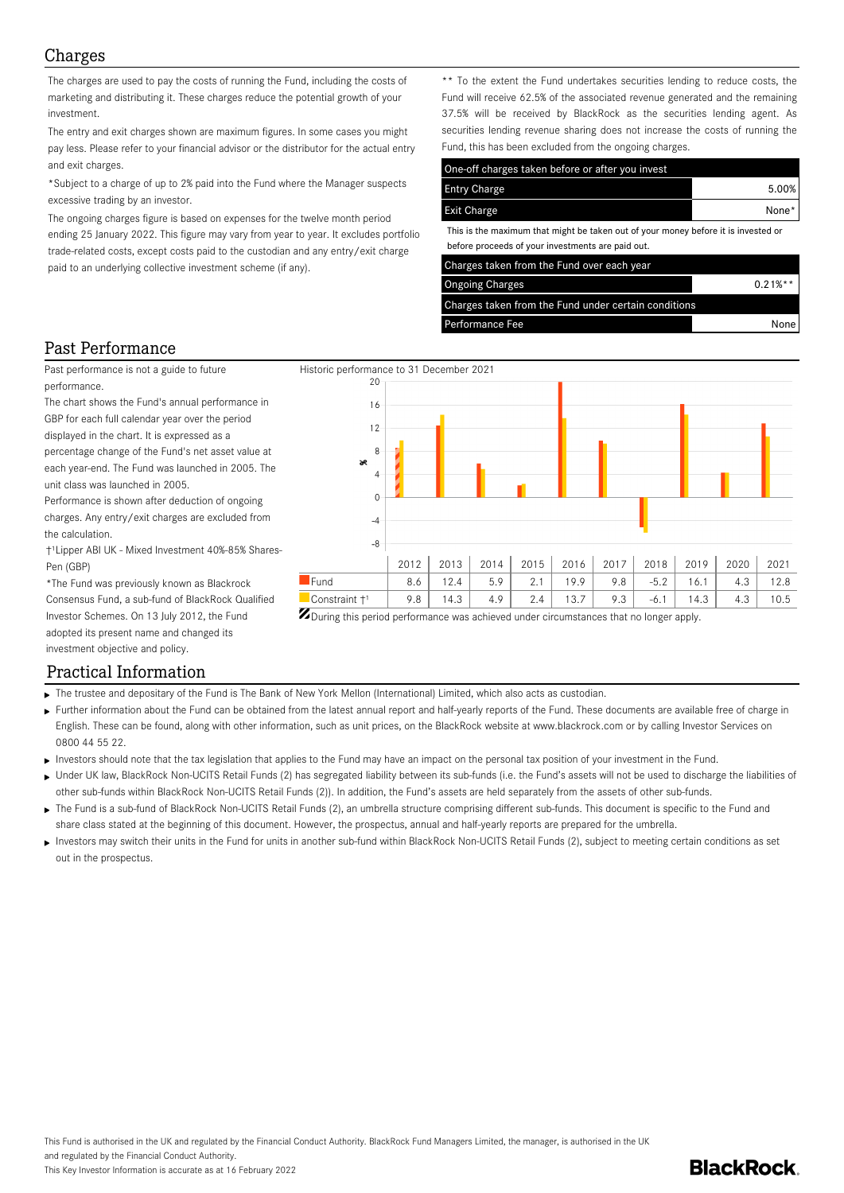## Charges

The charges are used to pay the costs of running the Fund, including the costs of marketing and distributing it. These charges reduce the potential growth of your investment.

The entry and exit charges shown are maximum figures. In some cases you might pay less. Please refer to your financial advisor or the distributor for the actual entry and exit charges.

*Subject to a charge of up to 2% paid into the Fund where the Manager suspects excessive trading by an investor.

The ongoing charges figure is based on expenses for the twelve month period ending 25 January 2022. This figure may vary from year to year. It excludes portfolio trade-related costs, except costs paid to the custodian and any entry/exit charge paid to an underlying collective investment scheme (if any).

** To the extent the Fund undertakes securities lending to reduce costs, the Fund will receive 62.5% of the associated revenue generated and the remaining 37.5% will be received by BlackRock as the securities lending agent. As securities lending revenue sharing does not increase the costs of running the Fund, this has been excluded from the ongoing charges.

| One-off charges taken before or after you invest | |
|---|---|
| Entry Charge | 5.00% |
| Exit Charge | None* |

This is the maximum that might be taken out of your money before it is invested or before proceeds of your investments are paid out.

| Charges taken from the Fund over each year | |
|---|---|
| Ongoing Charges | 0.21%** |
| **Charges taken from the Fund under certain conditions** | |
| Performance Fee | None |

## Past Performance

Past performance is not a guide to future performance.

The chart shows the Fund's annual performance in GBP for each full calendar year over the period displayed in the chart. It is expressed as a percentage change of the Fund's net asset value at each year-end. The Fund was launched in 2005. The unit class was launched in 2005.

Performance is shown after deduction of ongoing charges. Any entry/exit charges are excluded from the calculation.

†[1]Lipper ABI UK - Mixed Investment 40%-85% Shares-Pen (GBP)

*The Fund was previously known as Blackrock Consensus Fund, a sub-fund of BlackRock Qualified Investor Schemes. On 13 July 2012, the Fund adopted its present name and changed its investment objective and policy.

Historic performance to 31 December 2021

20
16
12
8
4
0
-4
-8
%
*

| | 2012 | 2013 | 2014 | 2015 | 2016 | 2017 | 2018 | 2019 | 2020 | 2021 |
|---|---|---|---|---|---|---|---|---|---|---|
| Fund | 8.6 | 12.4 | 5.9 | 2.1 | 19.9 | 9.8 | -5.2 | 16.1 | 4.3 | 12.8 |
| Constraint †[1] | 9.8 | 14.3 | 4.9 | 2.4 | 13.7 | 9.3 | -6.1 | 14.3 | 4.3 | 10.5 |

During this period performance was achieved under circumstances that no longer apply.

## Practical Information

- The trustee and depositary of the Fund is The Bank of New York Mellon (International) Limited, which also acts as custodian.
- Further information about the Fund can be obtained from the latest annual report and half-yearly reports of the Fund. These documents are available free of charge in English. These can be found, along with other information, such as unit prices, on the BlackRock website at www.blackrock.com or by calling Investor Services on 0800 44 55 22.
- Investors should note that the tax legislation that applies to the Fund may have an impact on the personal tax position of your investment in the Fund.
- Under UK law, BlackRock Non-UCITS Retail Funds (2) has segregated liability between its sub-funds (i.e. the Fund's assets will not be used to discharge the liabilities of other sub-funds within BlackRock Non-UCITS Retail Funds (2)). In addition, the Fund's assets are held separately from the assets of other sub-funds.
- The Fund is a sub-fund of BlackRock Non-UCITS Retail Funds (2), an umbrella structure comprising different sub-funds. This document is specific to the Fund and share class stated at the beginning of this document. However, the prospectus, annual and half-yearly reports are prepared for the umbrella.
- Investors may switch their units in the Fund for units in another sub-fund within BlackRock Non-UCITS Retail Funds (2), subject to meeting certain conditions as set out in the prospectus.

This Fund is authorised in the UK and regulated by the Financial Conduct Authority. BlackRock Fund Managers Limited, the manager, is authorised in the UK and regulated by the Financial Conduct Authority.

This Key Investor Information is accurate as at 16 February 2022